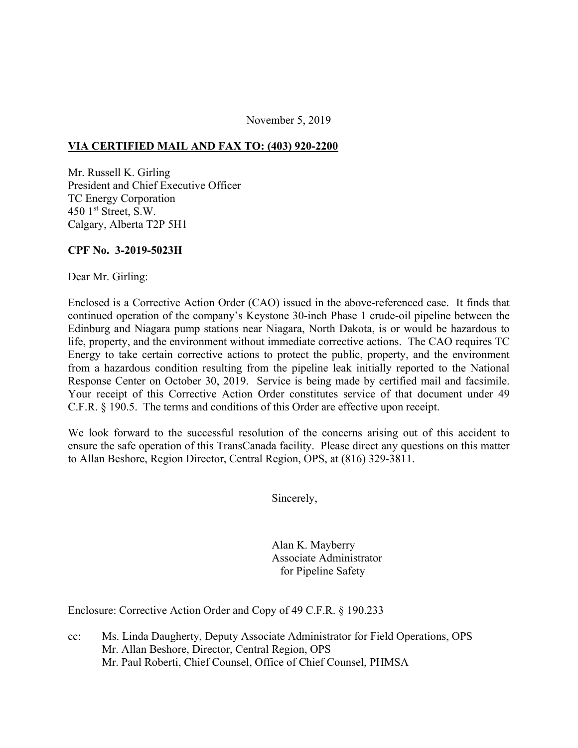November 5, 2019

**VIA CERTIFIED MAIL AND FAX TO: (403) 920-2200**

Mr. Russell K. Girling
President and Chief Executive Officer
TC Energy Corporation
450 1st Street, S.W.
Calgary, Alberta T2P 5H1

**CPF No. 3-2019-5023H**

Dear Mr. Girling:

Enclosed is a Corrective Action Order (CAO) issued in the above-referenced case. It finds that continued operation of the company's Keystone 30-inch Phase 1 crude-oil pipeline between the Edinburg and Niagara pump stations near Niagara, North Dakota, is or would be hazardous to life, property, and the environment without immediate corrective actions. The CAO requires TC Energy to take certain corrective actions to protect the public, property, and the environment from a hazardous condition resulting from the pipeline leak initially reported to the National Response Center on October 30, 2019. Service is being made by certified mail and facsimile. Your receipt of this Corrective Action Order constitutes service of that document under 49 C.F.R. § 190.5. The terms and conditions of this Order are effective upon receipt.

We look forward to the successful resolution of the concerns arising out of this accident to ensure the safe operation of this TransCanada facility. Please direct any questions on this matter to Allan Beshore, Region Director, Central Region, OPS, at (816) 329-3811.

Sincerely,

Alan K. Mayberry
Associate Administrator
for Pipeline Safety

Enclosure: Corrective Action Order and Copy of 49 C.F.R. § 190.233

cc: Ms. Linda Daugherty, Deputy Associate Administrator for Field Operations, OPS
Mr. Allan Beshore, Director, Central Region, OPS
Mr. Paul Roberti, Chief Counsel, Office of Chief Counsel, PHMSA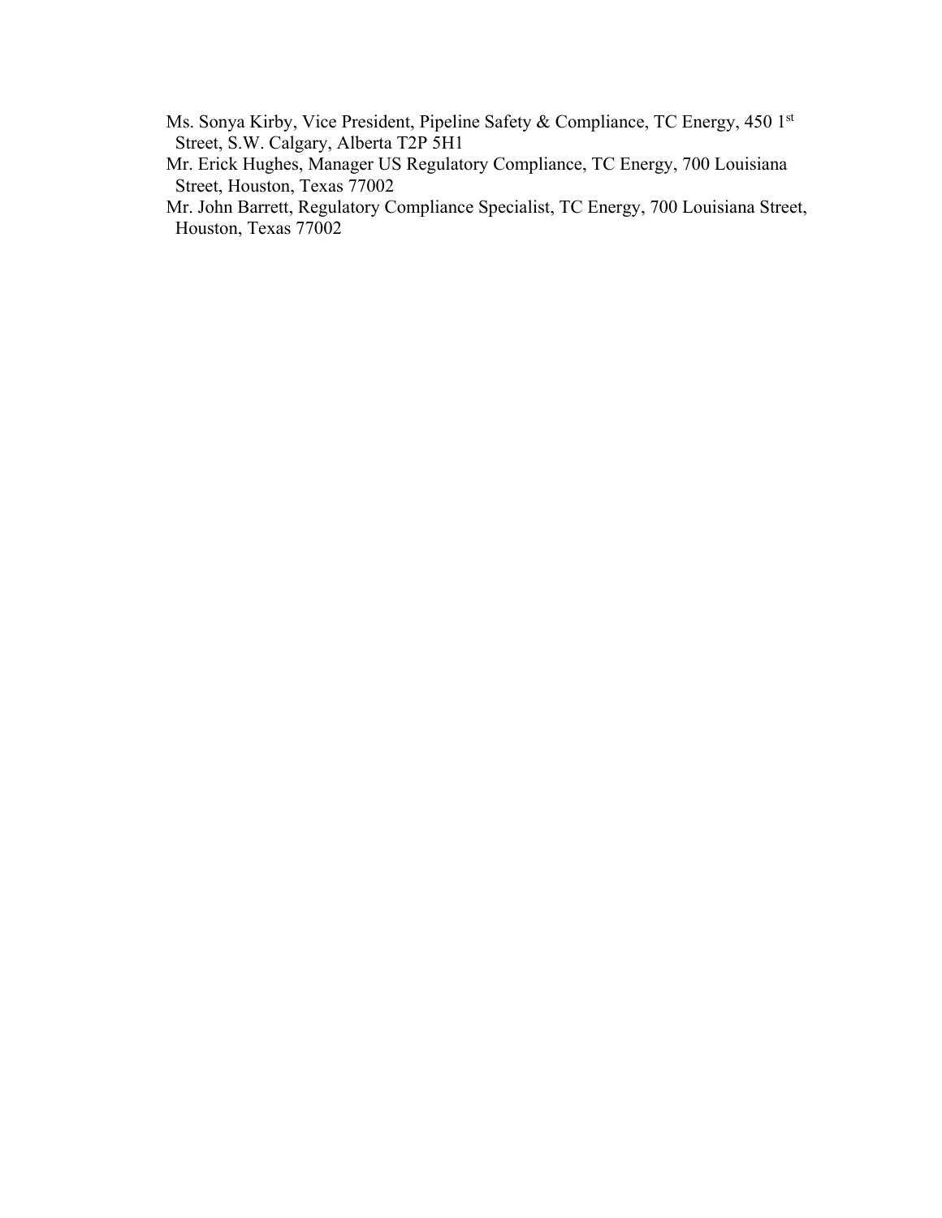Ms. Sonya Kirby, Vice President, Pipeline Safety & Compliance, TC Energy, 450 1st Street, S.W. Calgary, Alberta T2P 5H1

Mr. Erick Hughes, Manager US Regulatory Compliance, TC Energy, 700 Louisiana Street, Houston, Texas 77002

Mr. John Barrett, Regulatory Compliance Specialist, TC Energy, 700 Louisiana Street, Houston, Texas 77002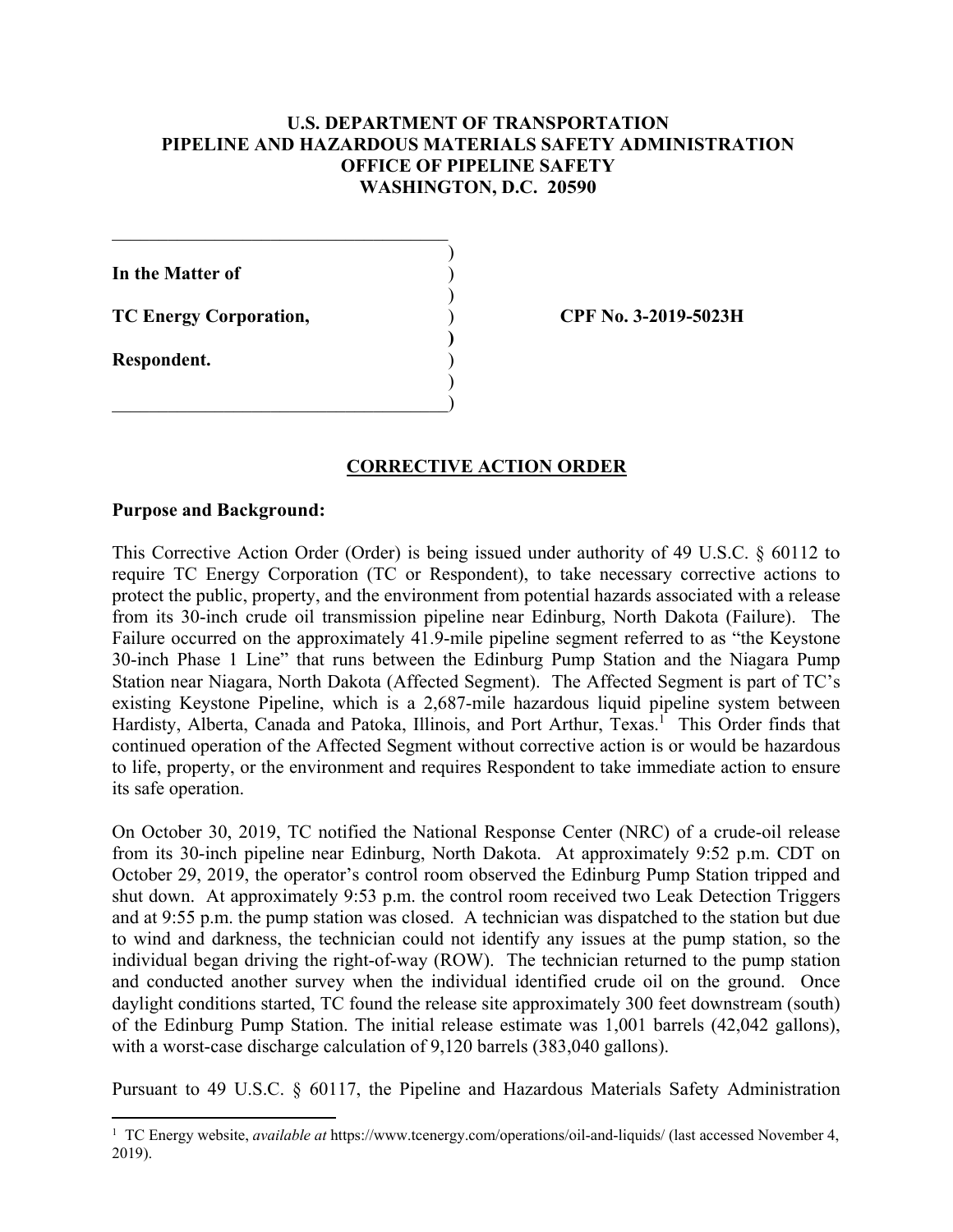**U.S. DEPARTMENT OF TRANSPORTATION**
**PIPELINE AND HAZARDOUS MATERIALS SAFETY ADMINISTRATION**
**OFFICE OF PIPELINE SAFETY**
**WASHINGTON, D.C. 20590**

| | |
|---|---|
| **In the Matter of** | |
| **TC Energy Corporation,** | **CPF No. 3-2019-5023H** |
| **Respondent.** | |

## CORRECTIVE ACTION ORDER

**Purpose and Background:**

This Corrective Action Order (Order) is being issued under authority of 49 U.S.C. § 60112 to require TC Energy Corporation (TC or Respondent), to take necessary corrective actions to protect the public, property, and the environment from potential hazards associated with a release from its 30-inch crude oil transmission pipeline near Edinburg, North Dakota (Failure). The Failure occurred on the approximately 41.9-mile pipeline segment referred to as "the Keystone 30-inch Phase 1 Line" that runs between the Edinburg Pump Station and the Niagara Pump Station near Niagara, North Dakota (Affected Segment). The Affected Segment is part of TC's existing Keystone Pipeline, which is a 2,687-mile hazardous liquid pipeline system between Hardisty, Alberta, Canada and Patoka, Illinois, and Port Arthur, Texas.[1] This Order finds that continued operation of the Affected Segment without corrective action is or would be hazardous to life, property, or the environment and requires Respondent to take immediate action to ensure its safe operation.

On October 30, 2019, TC notified the National Response Center (NRC) of a crude-oil release from its 30-inch pipeline near Edinburg, North Dakota. At approximately 9:52 p.m. CDT on October 29, 2019, the operator's control room observed the Edinburg Pump Station tripped and shut down. At approximately 9:53 p.m. the control room received two Leak Detection Triggers and at 9:55 p.m. the pump station was closed. A technician was dispatched to the station but due to wind and darkness, the technician could not identify any issues at the pump station, so the individual began driving the right-of-way (ROW). The technician returned to the pump station and conducted another survey when the individual identified crude oil on the ground. Once daylight conditions started, TC found the release site approximately 300 feet downstream (south) of the Edinburg Pump Station. The initial release estimate was 1,001 barrels (42,042 gallons), with a worst-case discharge calculation of 9,120 barrels (383,040 gallons).

Pursuant to 49 U.S.C. § 60117, the Pipeline and Hazardous Materials Safety Administration

[1] TC Energy website, *available at* https://www.tcenergy.com/operations/oil-and-liquids/ (last accessed November 4, 2019).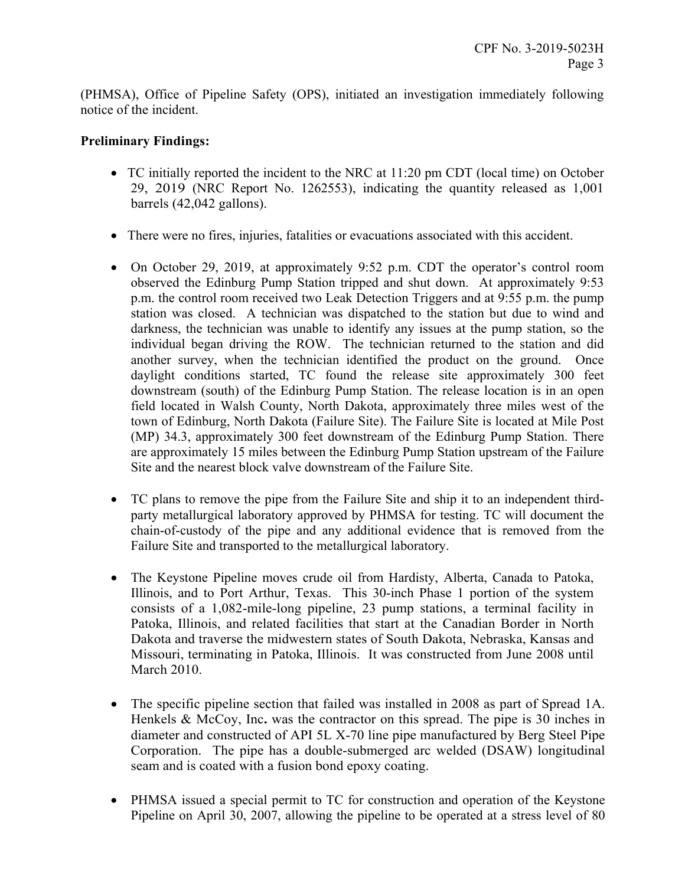(PHMSA), Office of Pipeline Safety (OPS), initiated an investigation immediately following notice of the incident.

**Preliminary Findings:**

- TC initially reported the incident to the NRC at 11:20 pm CDT (local time) on October 29, 2019 (NRC Report No. 1262553), indicating the quantity released as 1,001 barrels (42,042 gallons).

- There were no fires, injuries, fatalities or evacuations associated with this accident.

- On October 29, 2019, at approximately 9:52 p.m. CDT the operator's control room observed the Edinburg Pump Station tripped and shut down. At approximately 9:53 p.m. the control room received two Leak Detection Triggers and at 9:55 p.m. the pump station was closed. A technician was dispatched to the station but due to wind and darkness, the technician was unable to identify any issues at the pump station, so the individual began driving the ROW. The technician returned to the station and did another survey, when the technician identified the product on the ground. Once daylight conditions started, TC found the release site approximately 300 feet downstream (south) of the Edinburg Pump Station. The release location is in an open field located in Walsh County, North Dakota, approximately three miles west of the town of Edinburg, North Dakota (Failure Site). The Failure Site is located at Mile Post (MP) 34.3, approximately 300 feet downstream of the Edinburg Pump Station. There are approximately 15 miles between the Edinburg Pump Station upstream of the Failure Site and the nearest block valve downstream of the Failure Site.

- TC plans to remove the pipe from the Failure Site and ship it to an independent third-party metallurgical laboratory approved by PHMSA for testing. TC will document the chain-of-custody of the pipe and any additional evidence that is removed from the Failure Site and transported to the metallurgical laboratory.

- The Keystone Pipeline moves crude oil from Hardisty, Alberta, Canada to Patoka, Illinois, and to Port Arthur, Texas. This 30-inch Phase 1 portion of the system consists of a 1,082-mile-long pipeline, 23 pump stations, a terminal facility in Patoka, Illinois, and related facilities that start at the Canadian Border in North Dakota and traverse the midwestern states of South Dakota, Nebraska, Kansas and Missouri, terminating in Patoka, Illinois. It was constructed from June 2008 until March 2010.

- The specific pipeline section that failed was installed in 2008 as part of Spread 1A. Henkels & McCoy, Inc**.** was the contractor on this spread. The pipe is 30 inches in diameter and constructed of API 5L X-70 line pipe manufactured by Berg Steel Pipe Corporation. The pipe has a double-submerged arc welded (DSAW) longitudinal seam and is coated with a fusion bond epoxy coating.

- PHMSA issued a special permit to TC for construction and operation of the Keystone Pipeline on April 30, 2007, allowing the pipeline to be operated at a stress level of 80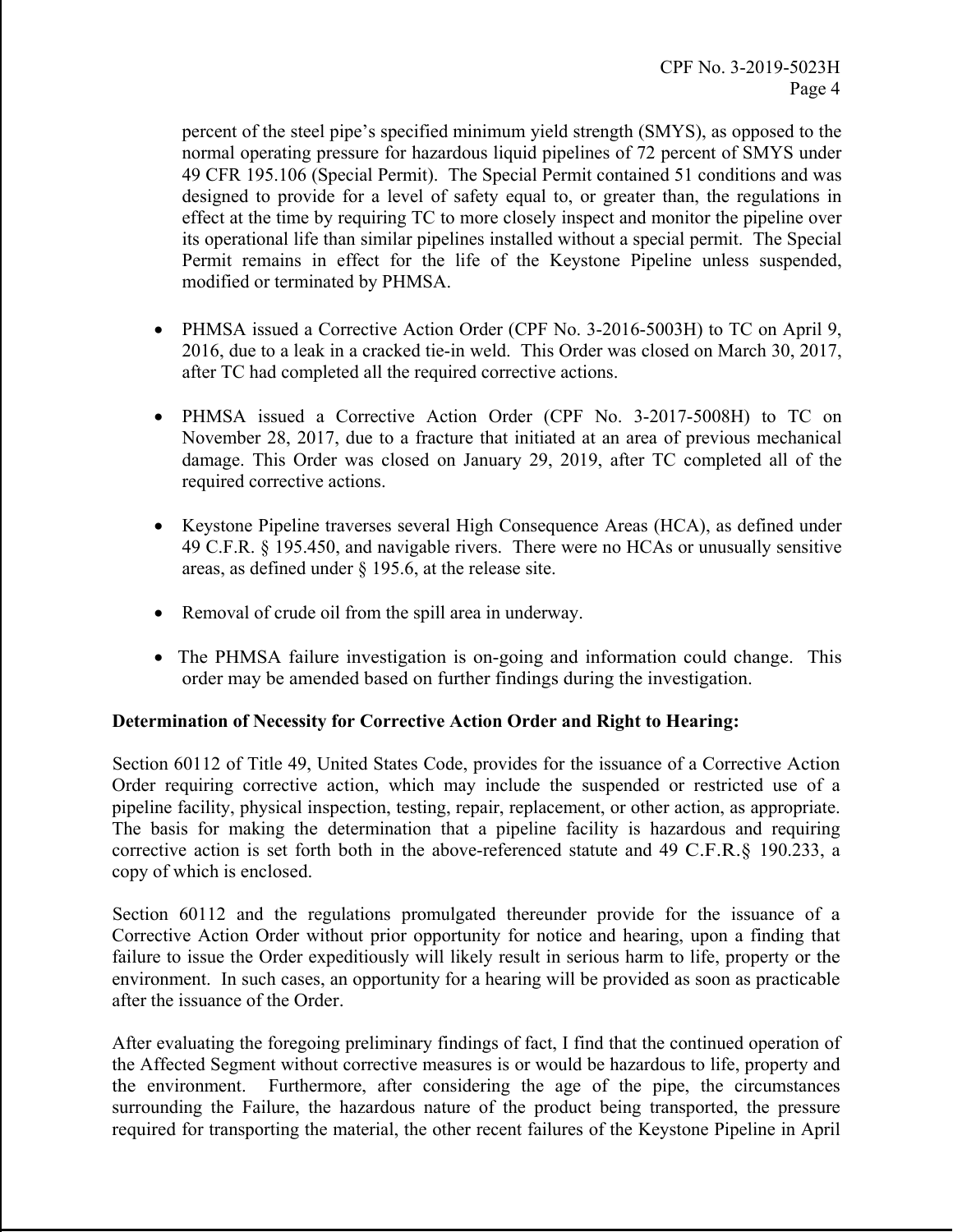percent of the steel pipe's specified minimum yield strength (SMYS), as opposed to the normal operating pressure for hazardous liquid pipelines of 72 percent of SMYS under 49 CFR 195.106 (Special Permit). The Special Permit contained 51 conditions and was designed to provide for a level of safety equal to, or greater than, the regulations in effect at the time by requiring TC to more closely inspect and monitor the pipeline over its operational life than similar pipelines installed without a special permit. The Special Permit remains in effect for the life of the Keystone Pipeline unless suspended, modified or terminated by PHMSA.

- PHMSA issued a Corrective Action Order (CPF No. 3-2016-5003H) to TC on April 9, 2016, due to a leak in a cracked tie-in weld. This Order was closed on March 30, 2017, after TC had completed all the required corrective actions.

- PHMSA issued a Corrective Action Order (CPF No. 3-2017-5008H) to TC on November 28, 2017, due to a fracture that initiated at an area of previous mechanical damage. This Order was closed on January 29, 2019, after TC completed all of the required corrective actions.

- Keystone Pipeline traverses several High Consequence Areas (HCA), as defined under 49 C.F.R. § 195.450, and navigable rivers. There were no HCAs or unusually sensitive areas, as defined under § 195.6, at the release site.

- Removal of crude oil from the spill area in underway.

- The PHMSA failure investigation is on-going and information could change. This order may be amended based on further findings during the investigation.

**Determination of Necessity for Corrective Action Order and Right to Hearing:**

Section 60112 of Title 49, United States Code, provides for the issuance of a Corrective Action Order requiring corrective action, which may include the suspended or restricted use of a pipeline facility, physical inspection, testing, repair, replacement, or other action, as appropriate. The basis for making the determination that a pipeline facility is hazardous and requiring corrective action is set forth both in the above-referenced statute and 49 C.F.R.§ 190.233, a copy of which is enclosed.

Section 60112 and the regulations promulgated thereunder provide for the issuance of a Corrective Action Order without prior opportunity for notice and hearing, upon a finding that failure to issue the Order expeditiously will likely result in serious harm to life, property or the environment. In such cases, an opportunity for a hearing will be provided as soon as practicable after the issuance of the Order.

After evaluating the foregoing preliminary findings of fact, I find that the continued operation of the Affected Segment without corrective measures is or would be hazardous to life, property and the environment. Furthermore, after considering the age of the pipe, the circumstances surrounding the Failure, the hazardous nature of the product being transported, the pressure required for transporting the material, the other recent failures of the Keystone Pipeline in April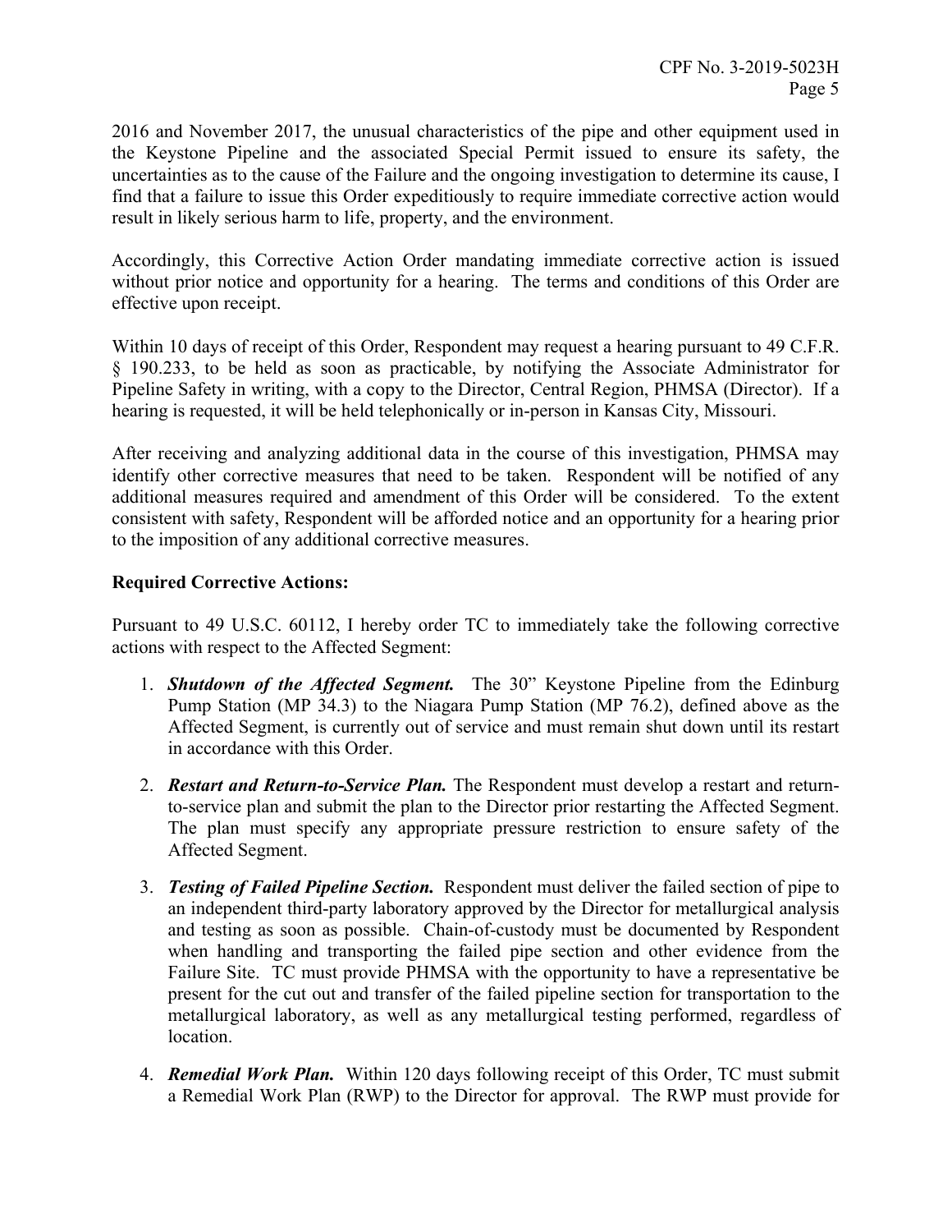2016 and November 2017, the unusual characteristics of the pipe and other equipment used in the Keystone Pipeline and the associated Special Permit issued to ensure its safety, the uncertainties as to the cause of the Failure and the ongoing investigation to determine its cause, I find that a failure to issue this Order expeditiously to require immediate corrective action would result in likely serious harm to life, property, and the environment.

Accordingly, this Corrective Action Order mandating immediate corrective action is issued without prior notice and opportunity for a hearing. The terms and conditions of this Order are effective upon receipt.

Within 10 days of receipt of this Order, Respondent may request a hearing pursuant to 49 C.F.R. § 190.233, to be held as soon as practicable, by notifying the Associate Administrator for Pipeline Safety in writing, with a copy to the Director, Central Region, PHMSA (Director). If a hearing is requested, it will be held telephonically or in-person in Kansas City, Missouri.

After receiving and analyzing additional data in the course of this investigation, PHMSA may identify other corrective measures that need to be taken. Respondent will be notified of any additional measures required and amendment of this Order will be considered. To the extent consistent with safety, Respondent will be afforded notice and an opportunity for a hearing prior to the imposition of any additional corrective measures.

**Required Corrective Actions:**

Pursuant to 49 U.S.C. 60112, I hereby order TC to immediately take the following corrective actions with respect to the Affected Segment:

1. ***Shutdown of the Affected Segment.*** The 30" Keystone Pipeline from the Edinburg Pump Station (MP 34.3) to the Niagara Pump Station (MP 76.2), defined above as the Affected Segment, is currently out of service and must remain shut down until its restart in accordance with this Order.

2. ***Restart and Return-to-Service Plan.*** The Respondent must develop a restart and return-to-service plan and submit the plan to the Director prior restarting the Affected Segment. The plan must specify any appropriate pressure restriction to ensure safety of the Affected Segment.

3. ***Testing of Failed Pipeline Section.*** Respondent must deliver the failed section of pipe to an independent third-party laboratory approved by the Director for metallurgical analysis and testing as soon as possible. Chain-of-custody must be documented by Respondent when handling and transporting the failed pipe section and other evidence from the Failure Site. TC must provide PHMSA with the opportunity to have a representative be present for the cut out and transfer of the failed pipeline section for transportation to the metallurgical laboratory, as well as any metallurgical testing performed, regardless of location.

4. ***Remedial Work Plan.*** Within 120 days following receipt of this Order, TC must submit a Remedial Work Plan (RWP) to the Director for approval. The RWP must provide for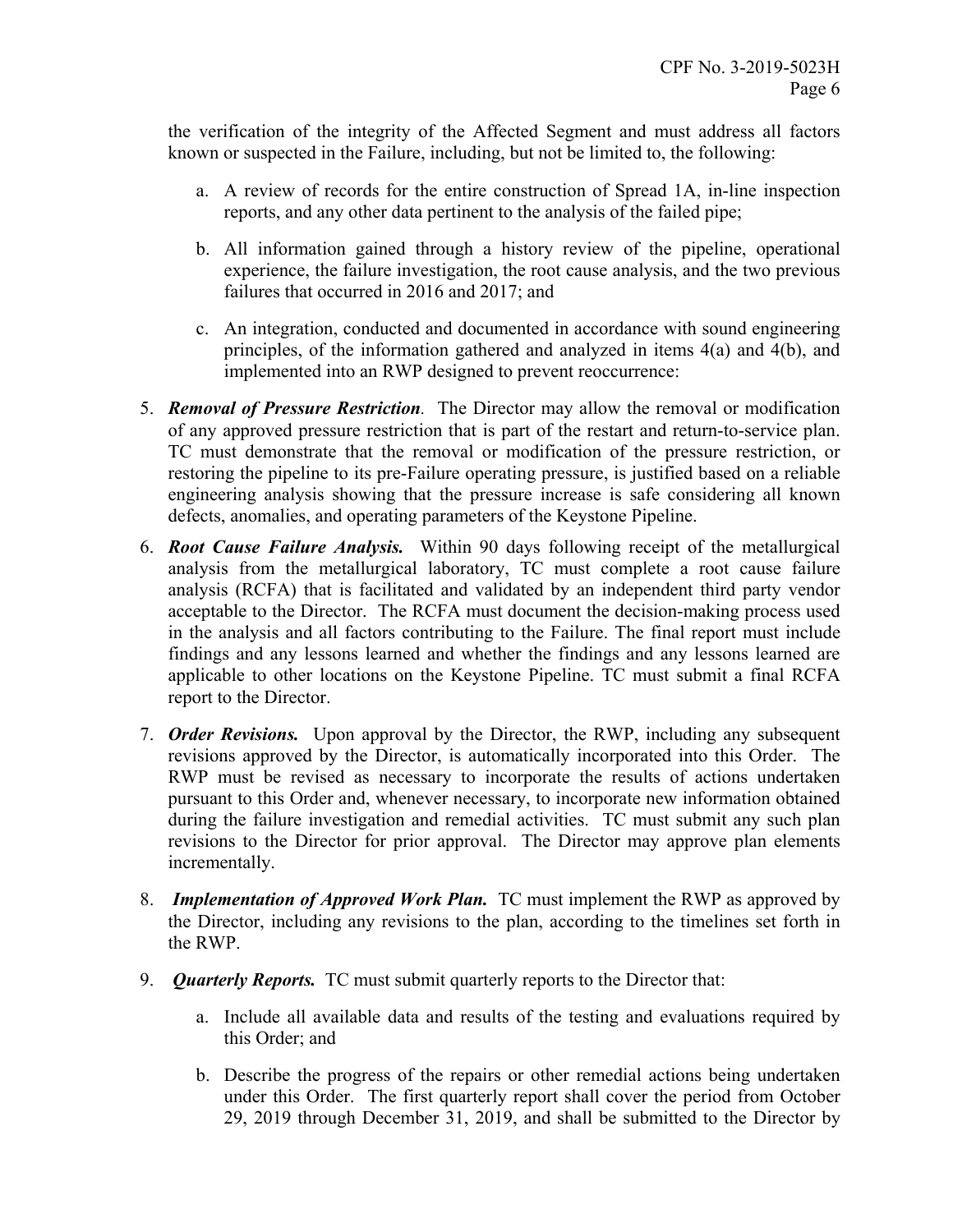the verification of the integrity of the Affected Segment and must address all factors known or suspected in the Failure, including, but not be limited to, the following:

   a. A review of records for the entire construction of Spread 1A, in-line inspection reports, and any other data pertinent to the analysis of the failed pipe;

   b. All information gained through a history review of the pipeline, operational experience, the failure investigation, the root cause analysis, and the two previous failures that occurred in 2016 and 2017; and

   c. An integration, conducted and documented in accordance with sound engineering principles, of the information gathered and analyzed in items 4(a) and 4(b), and implemented into an RWP designed to prevent reoccurrence:

5. ***Removal of Pressure Restriction**.* The Director may allow the removal or modification of any approved pressure restriction that is part of the restart and return-to-service plan. TC must demonstrate that the removal or modification of the pressure restriction, or restoring the pipeline to its pre-Failure operating pressure, is justified based on a reliable engineering analysis showing that the pressure increase is safe considering all known defects, anomalies, and operating parameters of the Keystone Pipeline.

6. ***Root Cause Failure Analysis.*** Within 90 days following receipt of the metallurgical analysis from the metallurgical laboratory, TC must complete a root cause failure analysis (RCFA) that is facilitated and validated by an independent third party vendor acceptable to the Director. The RCFA must document the decision-making process used in the analysis and all factors contributing to the Failure. The final report must include findings and any lessons learned and whether the findings and any lessons learned are applicable to other locations on the Keystone Pipeline. TC must submit a final RCFA report to the Director.

7. ***Order Revisions.*** Upon approval by the Director, the RWP, including any subsequent revisions approved by the Director, is automatically incorporated into this Order. The RWP must be revised as necessary to incorporate the results of actions undertaken pursuant to this Order and, whenever necessary, to incorporate new information obtained during the failure investigation and remedial activities. TC must submit any such plan revisions to the Director for prior approval. The Director may approve plan elements incrementally.

8. ***Implementation of Approved Work Plan.*** TC must implement the RWP as approved by the Director, including any revisions to the plan, according to the timelines set forth in the RWP.

9. ***Quarterly Reports.*** TC must submit quarterly reports to the Director that:

   a. Include all available data and results of the testing and evaluations required by this Order; and

   b. Describe the progress of the repairs or other remedial actions being undertaken under this Order. The first quarterly report shall cover the period from October 29, 2019 through December 31, 2019, and shall be submitted to the Director by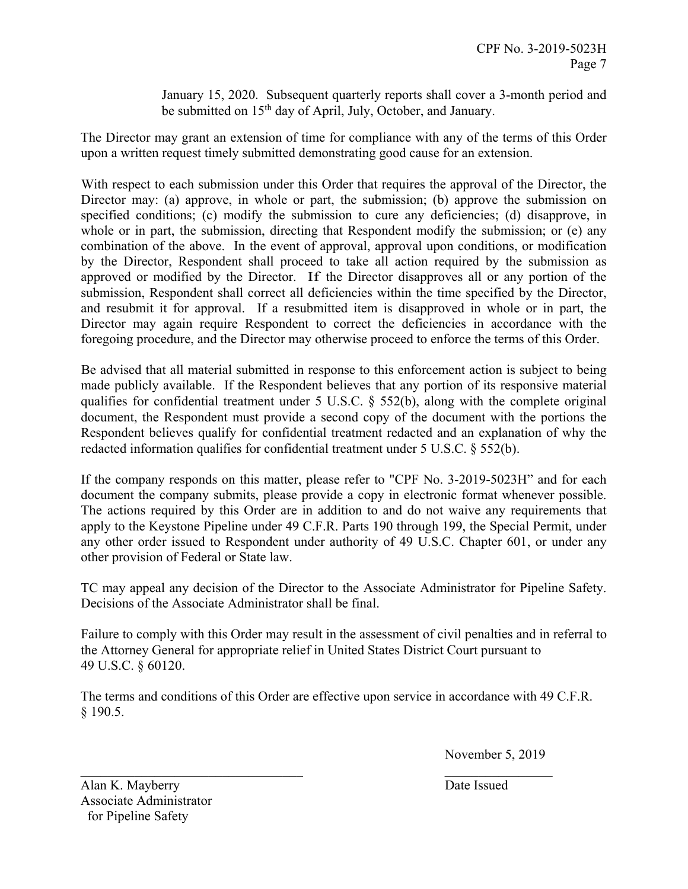January 15, 2020. Subsequent quarterly reports shall cover a 3-month period and be submitted on 15th day of April, July, October, and January.

The Director may grant an extension of time for compliance with any of the terms of this Order upon a written request timely submitted demonstrating good cause for an extension.

With respect to each submission under this Order that requires the approval of the Director, the Director may: (a) approve, in whole or part, the submission; (b) approve the submission on specified conditions; (c) modify the submission to cure any deficiencies; (d) disapprove, in whole or in part, the submission, directing that Respondent modify the submission; or (e) any combination of the above. In the event of approval, approval upon conditions, or modification by the Director, Respondent shall proceed to take all action required by the submission as approved or modified by the Director. If the Director disapproves all or any portion of the submission, Respondent shall correct all deficiencies within the time specified by the Director, and resubmit it for approval. If a resubmitted item is disapproved in whole or in part, the Director may again require Respondent to correct the deficiencies in accordance with the foregoing procedure, and the Director may otherwise proceed to enforce the terms of this Order.

Be advised that all material submitted in response to this enforcement action is subject to being made publicly available. If the Respondent believes that any portion of its responsive material qualifies for confidential treatment under 5 U.S.C. § 552(b), along with the complete original document, the Respondent must provide a second copy of the document with the portions the Respondent believes qualify for confidential treatment redacted and an explanation of why the redacted information qualifies for confidential treatment under 5 U.S.C. § 552(b).

If the company responds on this matter, please refer to "CPF No. 3-2019-5023H" and for each document the company submits, please provide a copy in electronic format whenever possible. The actions required by this Order are in addition to and do not waive any requirements that apply to the Keystone Pipeline under 49 C.F.R. Parts 190 through 199, the Special Permit, under any other order issued to Respondent under authority of 49 U.S.C. Chapter 601, or under any other provision of Federal or State law.

TC may appeal any decision of the Director to the Associate Administrator for Pipeline Safety. Decisions of the Associate Administrator shall be final.

Failure to comply with this Order may result in the assessment of civil penalties and in referral to the Attorney General for appropriate relief in United States District Court pursuant to 49 U.S.C. § 60120.

The terms and conditions of this Order are effective upon service in accordance with 49 C.F.R. § 190.5.

November 5, 2019

_______________________________ _______________

Alan K. Mayberry
Associate Administrator
for Pipeline Safety

Date Issued